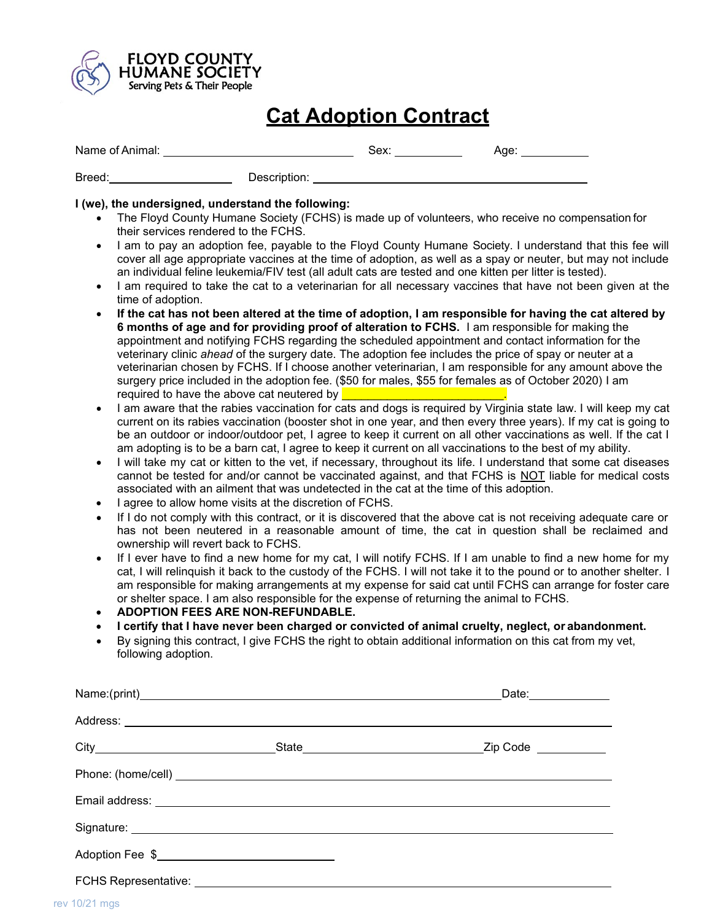**FLOYD COUNTY HUMANE SOCIETY**
Serving Pets & Their People

# Cat Adoption Contract

Name of Animal: ______________________ Sex: ________ Age: ________

Breed: ______________ Description: ________________________________

**I (we), the undersigned, understand the following:**

- The Floyd County Humane Society (FCHS) is made up of volunteers, who receive no compensation for their services rendered to the FCHS.
- I am to pay an adoption fee, payable to the Floyd County Humane Society. I understand that this fee will cover all age appropriate vaccines at the time of adoption, as well as a spay or neuter, but may not include an individual feline leukemia/FIV test (all adult cats are tested and one kitten per litter is tested).
- I am required to take the cat to a veterinarian for all necessary vaccines that have not been given at the time of adoption.
- **If the cat has not been altered at the time of adoption, I am responsible for having the cat altered by 6 months of age and for providing proof of alteration to FCHS.** I am responsible for making the appointment and notifying FCHS regarding the scheduled appointment and contact information for the veterinary clinic *ahead* of the surgery date. The adoption fee includes the price of spay or neuter at a veterinarian chosen by FCHS. If I choose another veterinarian, I am responsible for any amount above the surgery price included in the adoption fee. ($50 for males, $55 for females as of October 2020) I am required to have the above cat neutered by ____________________.
- I am aware that the rabies vaccination for cats and dogs is required by Virginia state law. I will keep my cat current on its rabies vaccination (booster shot in one year, and then every three years). If my cat is going to be an outdoor or indoor/outdoor pet, I agree to keep it current on all other vaccinations as well. If the cat I am adopting is to be a barn cat, I agree to keep it current on all vaccinations to the best of my ability.
- I will take my cat or kitten to the vet, if necessary, throughout its life. I understand that some cat diseases cannot be tested for and/or cannot be vaccinated against, and that FCHS is NOT liable for medical costs associated with an ailment that was undetected in the cat at the time of this adoption.
- I agree to allow home visits at the discretion of FCHS.
- If I do not comply with this contract, or it is discovered that the above cat is not receiving adequate care or has not been neutered in a reasonable amount of time, the cat in question shall be reclaimed and ownership will revert back to FCHS.
- If I ever have to find a new home for my cat, I will notify FCHS. If I am unable to find a new home for my cat, I will relinquish it back to the custody of the FCHS. I will not take it to the pound or to another shelter. I am responsible for making arrangements at my expense for said cat until FCHS can arrange for foster care or shelter space. I am also responsible for the expense of returning the animal to FCHS.
- **ADOPTION FEES ARE NON-REFUNDABLE.**
- **I certify that I have never been charged or convicted of animal cruelty, neglect, or abandonment.**
- By signing this contract, I give FCHS the right to obtain additional information on this cat from my vet, following adoption.

Name:(print) ____________________________________ Date: __________

Address: ____________________________________________

City ____________________ State ____________________ Zip Code __________

Phone: (home/cell) ____________________________________

Email address: ____________________________________

Signature: ____________________________________

Adoption Fee $____________________

FCHS Representative: ____________________________________

rev 10/21 mgs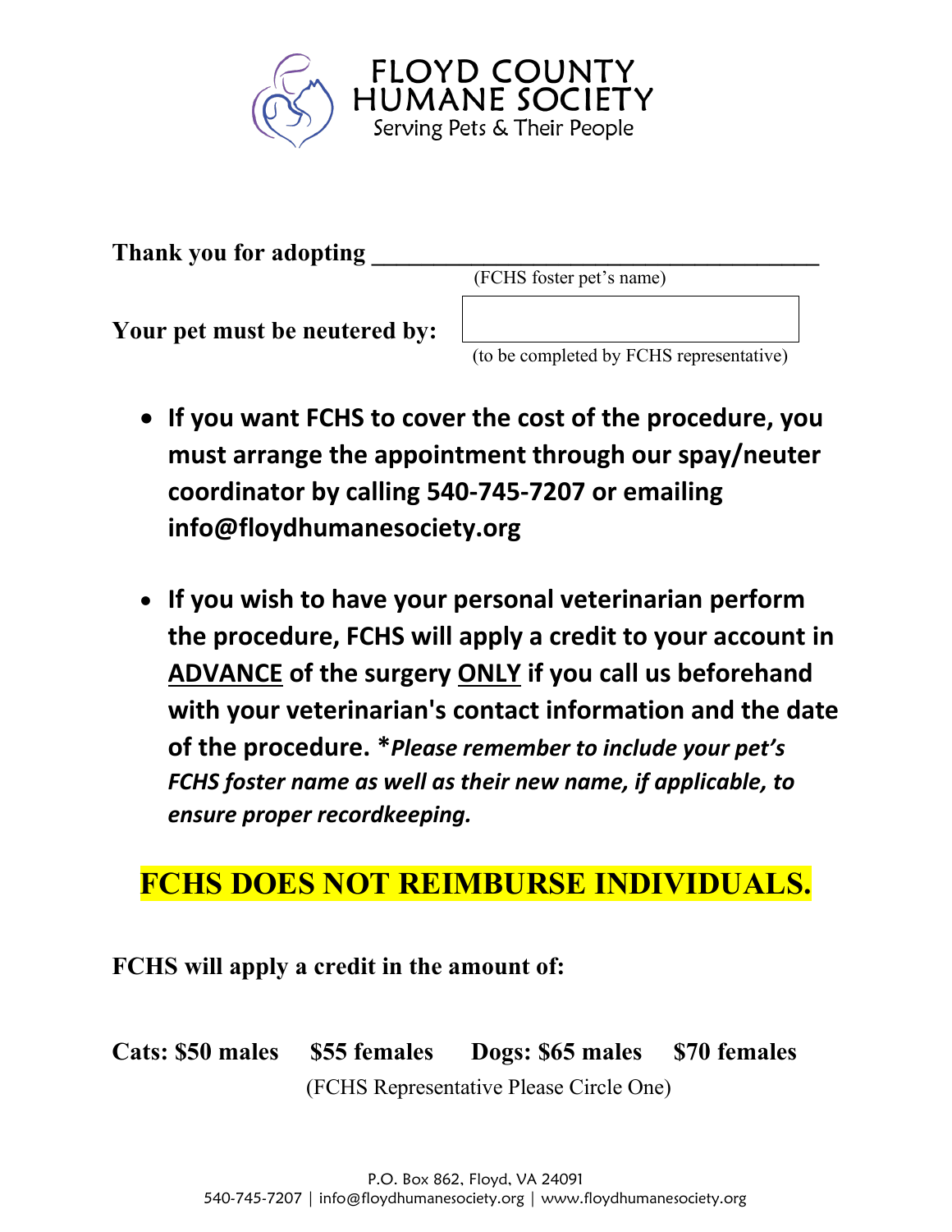# FLOYD COUNTY HUMANE SOCIETY

Serving Pets & Their People

**Thank you for adopting** ___________________________________

(FCHS foster pet's name)

**Your pet must be neutered by:** ________________

(to be completed by FCHS representative)

- **If you want FCHS to cover the cost of the procedure, you must arrange the appointment through our spay/neuter coordinator by calling 540-745-7207 or emailing info@floydhumanesociety.org**

- **If you wish to have your personal veterinarian perform the procedure, FCHS will apply a credit to your account in <u>ADVANCE</u> of the surgery <u>ONLY</u> if you call us beforehand with your veterinarian's contact information and the date of the procedure. \****Please remember to include your pet's FCHS foster name as well as their new name, if applicable, to ensure proper recordkeeping.***

## FCHS DOES NOT REIMBURSE INDIVIDUALS.

**FCHS will apply a credit in the amount of:**

**Cats: $50 males $55 females Dogs: $65 males $70 females**

(FCHS Representative Please Circle One)

P.O. Box 862, Floyd, VA 24091
540-745-7207 | info@floydhumanesociety.org | www.floydhumanesociety.org